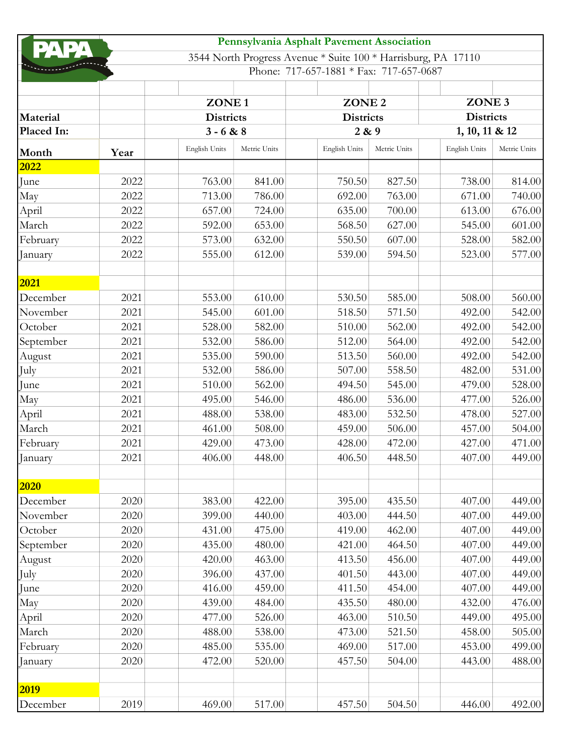**Pennsylvania Asphalt Pavement Association**

3544 North Progress Avenue * Suite 100 * Harrisburg, PA 17110

Phone: 717-657-1881 * Fax: 717-657-0687

| Material Placed In: | | ZONE 1 Districts 3 - 6 & 8 | | ZONE 2 Districts 2 & 9 | | ZONE 3 Districts 1, 10, 11 & 12 | |
|---|---|---|---|---|---|---|---|
| Month | Year | English Units | Metric Units | English Units | Metric Units | English Units | Metric Units |
| **2022** | | | | | | | |
| June | 2022 | 763.00 | 841.00 | 750.50 | 827.50 | 738.00 | 814.00 |
| May | 2022 | 713.00 | 786.00 | 692.00 | 763.00 | 671.00 | 740.00 |
| April | 2022 | 657.00 | 724.00 | 635.00 | 700.00 | 613.00 | 676.00 |
| March | 2022 | 592.00 | 653.00 | 568.50 | 627.00 | 545.00 | 601.00 |
| February | 2022 | 573.00 | 632.00 | 550.50 | 607.00 | 528.00 | 582.00 |
| January | 2022 | 555.00 | 612.00 | 539.00 | 594.50 | 523.00 | 577.00 |
| **2021** | | | | | | | |
| December | 2021 | 553.00 | 610.00 | 530.50 | 585.00 | 508.00 | 560.00 |
| November | 2021 | 545.00 | 601.00 | 518.50 | 571.50 | 492.00 | 542.00 |
| October | 2021 | 528.00 | 582.00 | 510.00 | 562.00 | 492.00 | 542.00 |
| September | 2021 | 532.00 | 586.00 | 512.00 | 564.00 | 492.00 | 542.00 |
| August | 2021 | 535.00 | 590.00 | 513.50 | 560.00 | 492.00 | 542.00 |
| July | 2021 | 532.00 | 586.00 | 507.00 | 558.50 | 482.00 | 531.00 |
| June | 2021 | 510.00 | 562.00 | 494.50 | 545.00 | 479.00 | 528.00 |
| May | 2021 | 495.00 | 546.00 | 486.00 | 536.00 | 477.00 | 526.00 |
| April | 2021 | 488.00 | 538.00 | 483.00 | 532.50 | 478.00 | 527.00 |
| March | 2021 | 461.00 | 508.00 | 459.00 | 506.00 | 457.00 | 504.00 |
| February | 2021 | 429.00 | 473.00 | 428.00 | 472.00 | 427.00 | 471.00 |
| January | 2021 | 406.00 | 448.00 | 406.50 | 448.50 | 407.00 | 449.00 |
| **2020** | | | | | | | |
| December | 2020 | 383.00 | 422.00 | 395.00 | 435.50 | 407.00 | 449.00 |
| November | 2020 | 399.00 | 440.00 | 403.00 | 444.50 | 407.00 | 449.00 |
| October | 2020 | 431.00 | 475.00 | 419.00 | 462.00 | 407.00 | 449.00 |
| September | 2020 | 435.00 | 480.00 | 421.00 | 464.50 | 407.00 | 449.00 |
| August | 2020 | 420.00 | 463.00 | 413.50 | 456.00 | 407.00 | 449.00 |
| July | 2020 | 396.00 | 437.00 | 401.50 | 443.00 | 407.00 | 449.00 |
| June | 2020 | 416.00 | 459.00 | 411.50 | 454.00 | 407.00 | 449.00 |
| May | 2020 | 439.00 | 484.00 | 435.50 | 480.00 | 432.00 | 476.00 |
| April | 2020 | 477.00 | 526.00 | 463.00 | 510.50 | 449.00 | 495.00 |
| March | 2020 | 488.00 | 538.00 | 473.00 | 521.50 | 458.00 | 505.00 |
| February | 2020 | 485.00 | 535.00 | 469.00 | 517.00 | 453.00 | 499.00 |
| January | 2020 | 472.00 | 520.00 | 457.50 | 504.00 | 443.00 | 488.00 |
| **2019** | | | | | | | |
| December | 2019 | 469.00 | 517.00 | 457.50 | 504.50 | 446.00 | 492.00 |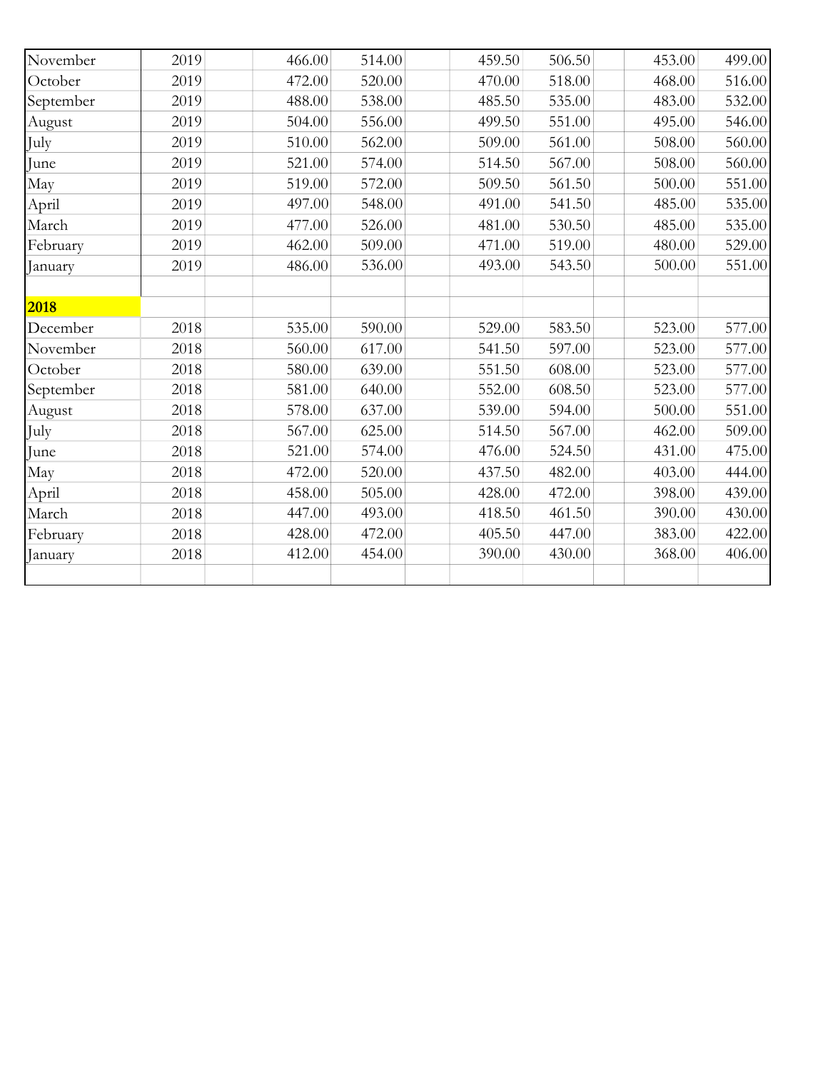| | | | | | | | | | | |
|---|---|---|---|---|---|---|---|---|---|---|
| November | 2019 | | 466.00 | 514.00 | | 459.50 | 506.50 | | 453.00 | 499.00 |
| October | 2019 | | 472.00 | 520.00 | | 470.00 | 518.00 | | 468.00 | 516.00 |
| September | 2019 | | 488.00 | 538.00 | | 485.50 | 535.00 | | 483.00 | 532.00 |
| August | 2019 | | 504.00 | 556.00 | | 499.50 | 551.00 | | 495.00 | 546.00 |
| July | 2019 | | 510.00 | 562.00 | | 509.00 | 561.00 | | 508.00 | 560.00 |
| June | 2019 | | 521.00 | 574.00 | | 514.50 | 567.00 | | 508.00 | 560.00 |
| May | 2019 | | 519.00 | 572.00 | | 509.50 | 561.50 | | 500.00 | 551.00 |
| April | 2019 | | 497.00 | 548.00 | | 491.00 | 541.50 | | 485.00 | 535.00 |
| March | 2019 | | 477.00 | 526.00 | | 481.00 | 530.50 | | 485.00 | 535.00 |
| February | 2019 | | 462.00 | 509.00 | | 471.00 | 519.00 | | 480.00 | 529.00 |
| January | 2019 | | 486.00 | 536.00 | | 493.00 | 543.50 | | 500.00 | 551.00 |
| | | | | | | | | | | |
| **2018** | | | | | | | | | | |
| December | 2018 | | 535.00 | 590.00 | | 529.00 | 583.50 | | 523.00 | 577.00 |
| November | 2018 | | 560.00 | 617.00 | | 541.50 | 597.00 | | 523.00 | 577.00 |
| October | 2018 | | 580.00 | 639.00 | | 551.50 | 608.00 | | 523.00 | 577.00 |
| September | 2018 | | 581.00 | 640.00 | | 552.00 | 608.50 | | 523.00 | 577.00 |
| August | 2018 | | 578.00 | 637.00 | | 539.00 | 594.00 | | 500.00 | 551.00 |
| July | 2018 | | 567.00 | 625.00 | | 514.50 | 567.00 | | 462.00 | 509.00 |
| June | 2018 | | 521.00 | 574.00 | | 476.00 | 524.50 | | 431.00 | 475.00 |
| May | 2018 | | 472.00 | 520.00 | | 437.50 | 482.00 | | 403.00 | 444.00 |
| April | 2018 | | 458.00 | 505.00 | | 428.00 | 472.00 | | 398.00 | 439.00 |
| March | 2018 | | 447.00 | 493.00 | | 418.50 | 461.50 | | 390.00 | 430.00 |
| February | 2018 | | 428.00 | 472.00 | | 405.50 | 447.00 | | 383.00 | 422.00 |
| January | 2018 | | 412.00 | 454.00 | | 390.00 | 430.00 | | 368.00 | 406.00 |